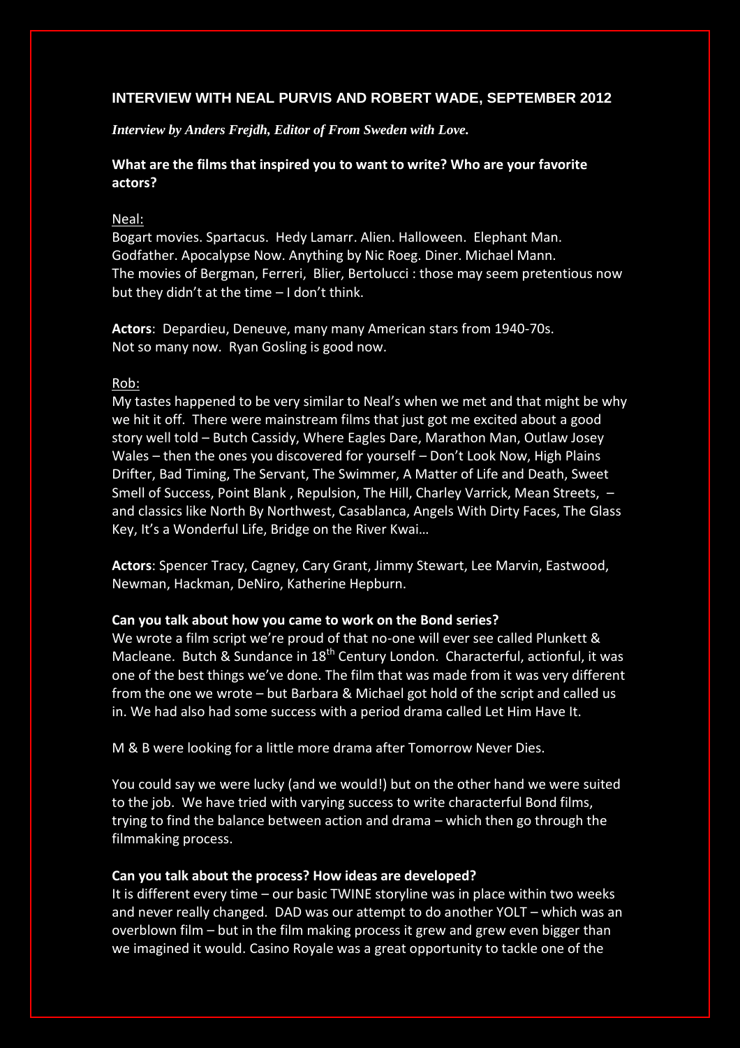## INTERVIEW WITH NEAL PURVIS AND ROBERT WADE, SEPTEMBER 2012

***Interview by Anders Frejdh, Editor of From Sweden with Love.***

**What are the films that inspired you to want to write? Who are your favorite actors?**

Neal:

Bogart movies. Spartacus. Hedy Lamarr. Alien. Halloween. Elephant Man. Godfather. Apocalypse Now. Anything by Nic Roeg. Diner. Michael Mann. The movies of Bergman, Ferreri, Blier, Bertolucci : those may seem pretentious now but they didn't at the time – I don't think.

**Actors**: Depardieu, Deneuve, many many American stars from 1940-70s. Not so many now. Ryan Gosling is good now.

Rob:

My tastes happened to be very similar to Neal's when we met and that might be why we hit it off. There were mainstream films that just got me excited about a good story well told – Butch Cassidy, Where Eagles Dare, Marathon Man, Outlaw Josey Wales – then the ones you discovered for yourself – Don't Look Now, High Plains Drifter, Bad Timing, The Servant, The Swimmer, A Matter of Life and Death, Sweet Smell of Success, Point Blank , Repulsion, The Hill, Charley Varrick, Mean Streets, – and classics like North By Northwest, Casablanca, Angels With Dirty Faces, The Glass Key, It's a Wonderful Life, Bridge on the River Kwai…

**Actors**: Spencer Tracy, Cagney, Cary Grant, Jimmy Stewart, Lee Marvin, Eastwood, Newman, Hackman, DeNiro, Katherine Hepburn.

**Can you talk about how you came to work on the Bond series?**

We wrote a film script we're proud of that no-one will ever see called Plunkett & Macleane. Butch & Sundance in 18th Century London. Characterful, actionful, it was one of the best things we've done. The film that was made from it was very different from the one we wrote – but Barbara & Michael got hold of the script and called us in. We had also had some success with a period drama called Let Him Have It.

M & B were looking for a little more drama after Tomorrow Never Dies.

You could say we were lucky (and we would!) but on the other hand we were suited to the job. We have tried with varying success to write characterful Bond films, trying to find the balance between action and drama – which then go through the filmmaking process.

**Can you talk about the process? How ideas are developed?**

It is different every time – our basic TWINE storyline was in place within two weeks and never really changed. DAD was our attempt to do another YOLT – which was an overblown film – but in the film making process it grew and grew even bigger than we imagined it would. Casino Royale was a great opportunity to tackle one of the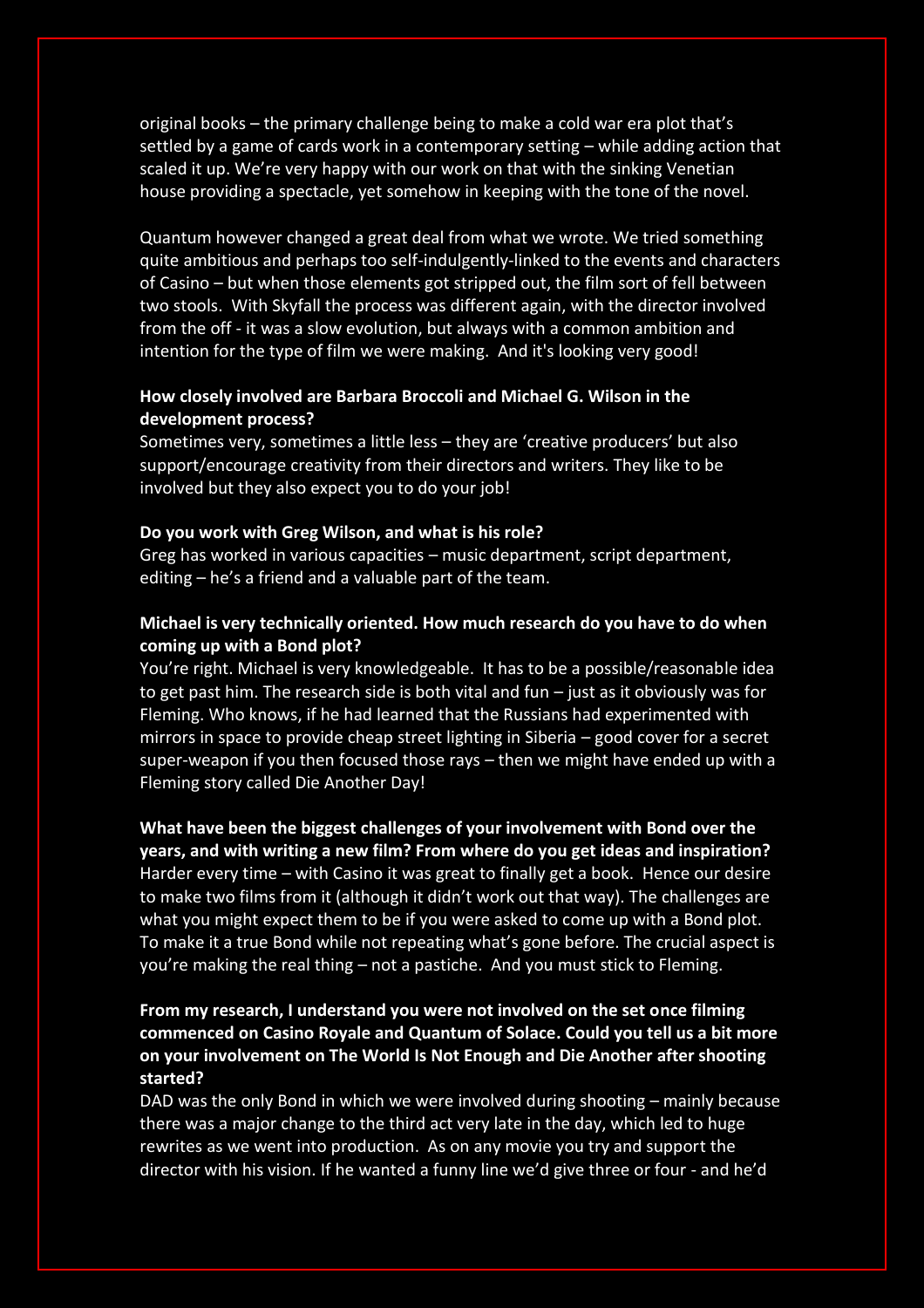original books – the primary challenge being to make a cold war era plot that's settled by a game of cards work in a contemporary setting – while adding action that scaled it up. We're very happy with our work on that with the sinking Venetian house providing a spectacle, yet somehow in keeping with the tone of the novel.

Quantum however changed a great deal from what we wrote. We tried something quite ambitious and perhaps too self-indulgently-linked to the events and characters of Casino – but when those elements got stripped out, the film sort of fell between two stools. With Skyfall the process was different again, with the director involved from the off - it was a slow evolution, but always with a common ambition and intention for the type of film we were making. And it's looking very good!

**How closely involved are Barbara Broccoli and Michael G. Wilson in the development process?**
Sometimes very, sometimes a little less – they are 'creative producers' but also support/encourage creativity from their directors and writers. They like to be involved but they also expect you to do your job!

**Do you work with Greg Wilson, and what is his role?**
Greg has worked in various capacities – music department, script department, editing – he's a friend and a valuable part of the team.

**Michael is very technically oriented. How much research do you have to do when coming up with a Bond plot?**
You're right. Michael is very knowledgeable. It has to be a possible/reasonable idea to get past him. The research side is both vital and fun – just as it obviously was for Fleming. Who knows, if he had learned that the Russians had experimented with mirrors in space to provide cheap street lighting in Siberia – good cover for a secret super-weapon if you then focused those rays – then we might have ended up with a Fleming story called Die Another Day!

**What have been the biggest challenges of your involvement with Bond over the years, and with writing a new film? From where do you get ideas and inspiration?**
Harder every time – with Casino it was great to finally get a book. Hence our desire to make two films from it (although it didn't work out that way). The challenges are what you might expect them to be if you were asked to come up with a Bond plot. To make it a true Bond while not repeating what's gone before. The crucial aspect is you're making the real thing – not a pastiche. And you must stick to Fleming.

**From my research, I understand you were not involved on the set once filming commenced on Casino Royale and Quantum of Solace. Could you tell us a bit more on your involvement on The World Is Not Enough and Die Another after shooting started?**
DAD was the only Bond in which we were involved during shooting – mainly because there was a major change to the third act very late in the day, which led to huge rewrites as we went into production. As on any movie you try and support the director with his vision. If he wanted a funny line we'd give three or four - and he'd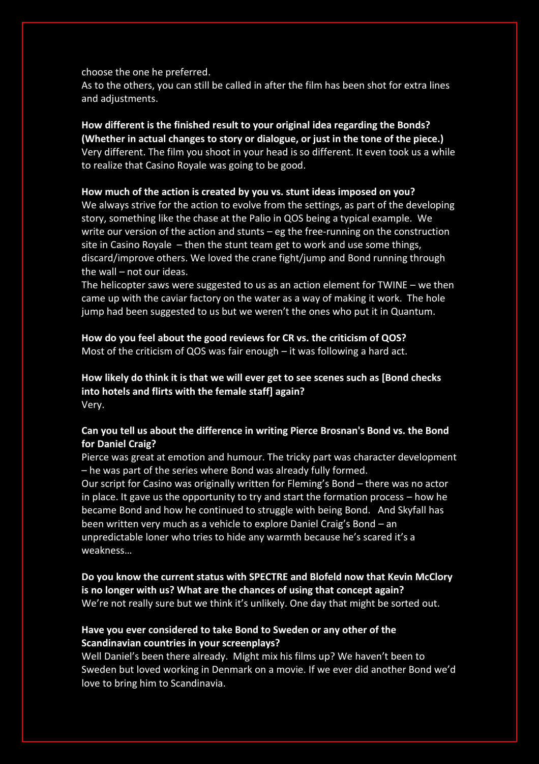choose the one he preferred.
As to the others, you can still be called in after the film has been shot for extra lines and adjustments.

**How different is the finished result to your original idea regarding the Bonds? (Whether in actual changes to story or dialogue, or just in the tone of the piece.)**
Very different. The film you shoot in your head is so different. It even took us a while to realize that Casino Royale was going to be good.

**How much of the action is created by you vs. stunt ideas imposed on you?**
We always strive for the action to evolve from the settings, as part of the developing story, something like the chase at the Palio in QOS being a typical example. We write our version of the action and stunts – eg the free-running on the construction site in Casino Royale – then the stunt team get to work and use some things, discard/improve others. We loved the crane fight/jump and Bond running through the wall – not our ideas.
The helicopter saws were suggested to us as an action element for TWINE – we then came up with the caviar factory on the water as a way of making it work. The hole jump had been suggested to us but we weren't the ones who put it in Quantum.

**How do you feel about the good reviews for CR vs. the criticism of QOS?**
Most of the criticism of QOS was fair enough – it was following a hard act.

**How likely do think it is that we will ever get to see scenes such as [Bond checks into hotels and flirts with the female staff] again?**
Very.

**Can you tell us about the difference in writing Pierce Brosnan's Bond vs. the Bond for Daniel Craig?**
Pierce was great at emotion and humour. The tricky part was character development – he was part of the series where Bond was already fully formed.
Our script for Casino was originally written for Fleming's Bond – there was no actor in place. It gave us the opportunity to try and start the formation process – how he became Bond and how he continued to struggle with being Bond. And Skyfall has been written very much as a vehicle to explore Daniel Craig's Bond – an unpredictable loner who tries to hide any warmth because he's scared it's a weakness…

**Do you know the current status with SPECTRE and Blofeld now that Kevin McClory is no longer with us? What are the chances of using that concept again?**
We're not really sure but we think it's unlikely. One day that might be sorted out.

**Have you ever considered to take Bond to Sweden or any other of the Scandinavian countries in your screenplays?**
Well Daniel's been there already. Might mix his films up? We haven't been to Sweden but loved working in Denmark on a movie. If we ever did another Bond we'd love to bring him to Scandinavia.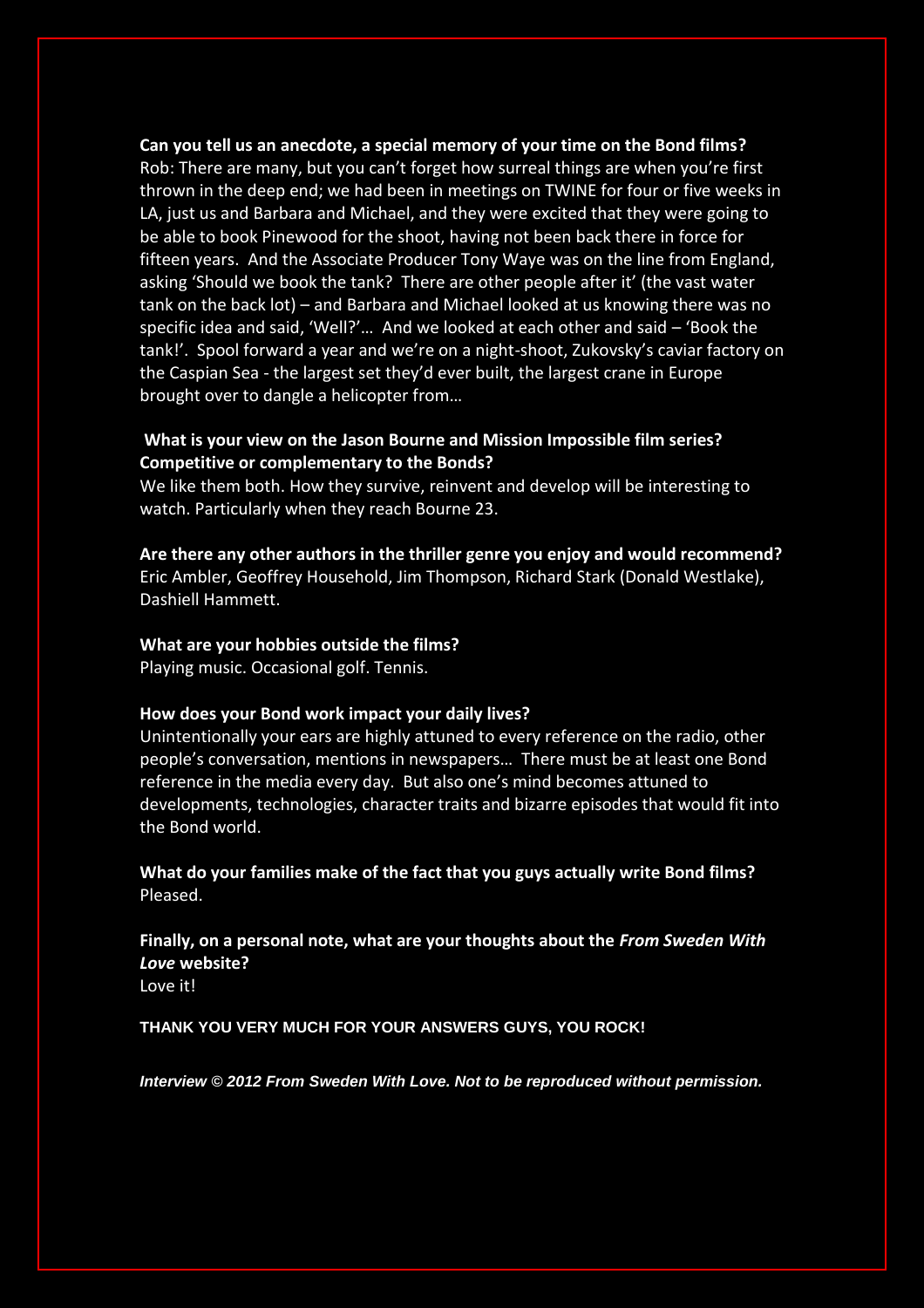**Can you tell us an anecdote, a special memory of your time on the Bond films?**
Rob: There are many, but you can't forget how surreal things are when you're first thrown in the deep end; we had been in meetings on TWINE for four or five weeks in LA, just us and Barbara and Michael, and they were excited that they were going to be able to book Pinewood for the shoot, having not been back there in force for fifteen years. And the Associate Producer Tony Waye was on the line from England, asking 'Should we book the tank? There are other people after it' (the vast water tank on the back lot) – and Barbara and Michael looked at us knowing there was no specific idea and said, 'Well?'… And we looked at each other and said – 'Book the tank!'. Spool forward a year and we're on a night-shoot, Zukovsky's caviar factory on the Caspian Sea - the largest set they'd ever built, the largest crane in Europe brought over to dangle a helicopter from…

**What is your view on the Jason Bourne and Mission Impossible film series? Competitive or complementary to the Bonds?**
We like them both. How they survive, reinvent and develop will be interesting to watch. Particularly when they reach Bourne 23.

**Are there any other authors in the thriller genre you enjoy and would recommend?**
Eric Ambler, Geoffrey Household, Jim Thompson, Richard Stark (Donald Westlake), Dashiell Hammett.

**What are your hobbies outside the films?**
Playing music. Occasional golf. Tennis.

**How does your Bond work impact your daily lives?**
Unintentionally your ears are highly attuned to every reference on the radio, other people's conversation, mentions in newspapers… There must be at least one Bond reference in the media every day. But also one's mind becomes attuned to developments, technologies, character traits and bizarre episodes that would fit into the Bond world.

**What do your families make of the fact that you guys actually write Bond films?**
Pleased.

**Finally, on a personal note, what are your thoughts about the *From Sweden With Love* website?**
Love it!

**THANK YOU VERY MUCH FOR YOUR ANSWERS GUYS, YOU ROCK!**

***Interview © 2012 From Sweden With Love. Not to be reproduced without permission.***